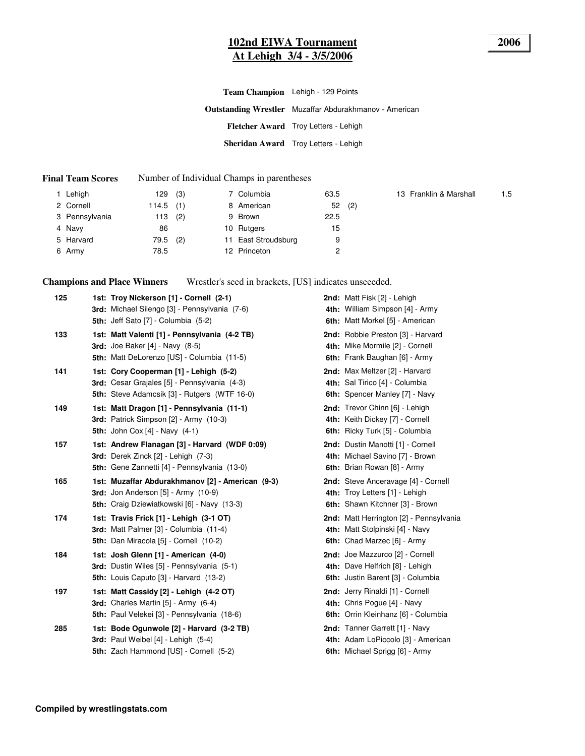# 102nd EWIA Tournament
## At Lehigh 3/4 - 3/5/2006

**2006**

**Team Champion** Lehigh - 129 Points

**Outstanding Wrestler** Muzaffar Abdurakhmanov - American

**Fletcher Award** Troy Letters - Lehigh

**Sheridan Award** Troy Letters - Lehigh

**Final Team Scores** Number of Individual Champs in parentheses

| | Team | Score | Champs |
|---|---|---|---|
| 1 | Lehigh | 129 | (3) |
| 2 | Cornell | 114.5 | (1) |
| 3 | Pennsylvania | 113 | (2) |
| 4 | Navy | 86 | |
| 5 | Harvard | 79.5 | (2) |
| 6 | Army | 78.5 | |
| 7 | Columbia | 63.5 | |
| 8 | American | 52 | (2) |
| 9 | Brown | 22.5 | |
| 10 | Rutgers | 15 | |
| 11 | East Stroudsburg | 9 | |
| 12 | Princeton | 2 | |
| 13 | Franklin & Marshall | 1.5 | |

**Champions and Place Winners** Wrestler's seed in brackets, [US] indicates unseeeded.

**125**
- **1st: Troy Nickerson [1] - Cornell (2-1)**
- **2nd:** Matt Fisk [2] - Lehigh
- **3rd:** Michael Silengo [3] - Pennsylvania (7-6)
- **4th:** William Simpson [4] - Army
- **5th:** Jeff Sato [7] - Columbia (5-2)
- **6th:** Matt Morkel [5] - American

**133**
- **1st: Matt Valenti [1] - Pennsylvania (4-2 TB)**
- **2nd:** Robbie Preston [3] - Harvard
- **3rd:** Joe Baker [4] - Navy (8-5)
- **4th:** Mike Mormile [2] - Cornell
- **5th:** Matt DeLorenzo [US] - Columbia (11-5)
- **6th:** Frank Baughan [6] - Army

**141**
- **1st: Cory Cooperman [1] - Lehigh (5-2)**
- **2nd:** Max Meltzer [2] - Harvard
- **3rd:** Cesar Grajales [5] - Pennsylvania (4-3)
- **4th:** Sal Tirico [4] - Columbia
- **5th:** Steve Adamcsik [3] - Rutgers (WTF 16-0)
- **6th:** Spencer Manley [7] - Navy

**149**
- **1st: Matt Dragon [1] - Pennsylvania (11-1)**
- **2nd:** Trevor Chinn [6] - Lehigh
- **3rd:** Patrick Simpson [2] - Army (10-3)
- **4th:** Keith Dickey [7] - Cornell
- **5th:** John Cox [4] - Navy (4-1)
- **6th:** Ricky Turk [5] - Columbia

**157**
- **1st: Andrew Flanagan [3] - Harvard (WDF 0:09)**
- **2nd:** Dustin Manotti [1] - Cornell
- **3rd:** Derek Zinck [2] - Lehigh (7-3)
- **4th:** Michael Savino [7] - Brown
- **5th:** Gene Zannetti [4] - Pennsylvania (13-0)
- **6th:** Brian Rowan [8] - Army

**165**
- **1st: Muzaffar Abdurakhmanov [2] - American (9-3)**
- **2nd:** Steve Anceravage [4] - Cornell
- **3rd:** Jon Anderson [5] - Army (10-9)
- **4th:** Troy Letters [1] - Lehigh
- **5th:** Craig Dziewiatkowski [6] - Navy (13-3)
- **6th:** Shawn Kitchner [3] - Brown

**174**
- **1st: Travis Frick [1] - Lehigh (3-1 OT)**
- **2nd:** Matt Herrington [2] - Pennsylvania
- **3rd:** Matt Palmer [3] - Columbia (11-4)
- **4th:** Matt Stolpinski [4] - Navy
- **5th:** Dan Miracola [5] - Cornell (10-2)
- **6th:** Chad Marzec [6] - Army

**184**
- **1st: Josh Glenn [1] - American (4-0)**
- **2nd:** Joe Mazzurco [2] - Cornell
- **3rd:** Dustin Wiles [5] - Pennsylvania (5-1)
- **4th:** Dave Helfrich [8] - Lehigh
- **5th:** Louis Caputo [3] - Harvard (13-2)
- **6th:** Justin Barent [3] - Columbia

**197**
- **1st: Matt Cassidy [2] - Lehigh (4-2 OT)**
- **2nd:** Jerry Rinaldi [1] - Cornell
- **3rd:** Charles Martin [5] - Army (6-4)
- **4th:** Chris Pogue [4] - Navy
- **5th:** Paul Velekei [3] - Pennsylvania (18-6)
- **6th:** Orrin Kleinhanz [6] - Columbia

**285**
- **1st: Bode Ogunwole [2] - Harvard (3-2 TB)**
- **2nd:** Tanner Garrett [1] - Navy
- **3rd:** Paul Weibel [4] - Lehigh (5-4)
- **4th:** Adam LoPiccolo [3] - American
- **5th:** Zach Hammond [US] - Cornell (5-2)
- **6th:** Michael Sprigg [6] - Army

**Compiled by wrestlingstats.com**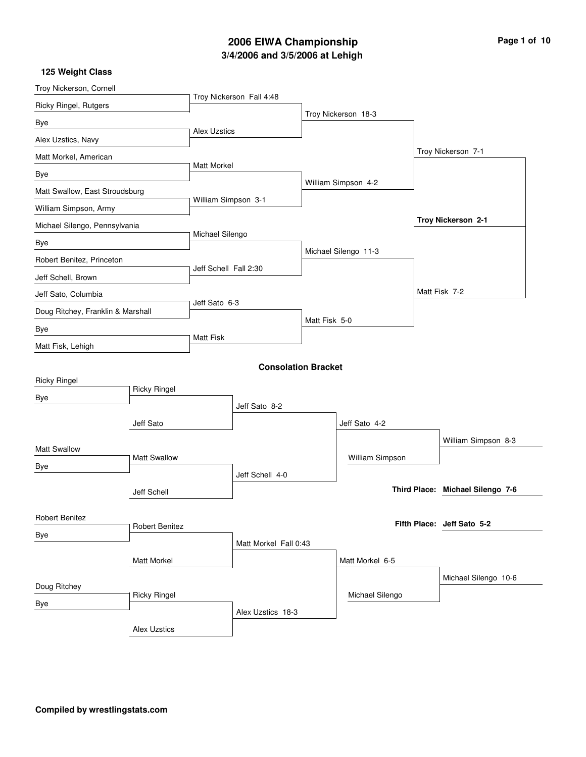# 2006 EIWA Championship
## 3/4/2006 and 3/5/2006 at Lehigh

### 125 Weight Class

**Championship Bracket**

| First Round | Quarterfinals | Semifinals | Finals |
| --- | --- | --- | --- |
| Troy Nickerson, Cornell vs. Ricky Ringel, Rutgers | Troy Nickerson Fall 4:48 | | |
| Bye vs. Alex Uzstics, Navy | Alex Uzstics | Troy Nickerson 18-3 | |
| Matt Morkel, American vs. Bye | Matt Morkel | | |
| Matt Swallow, East Stroudsburg vs. William Simpson, Army | William Simpson 3-1 | William Simpson 4-2 | Troy Nickerson 7-1 |
| Michael Silengo, Pennsylvania vs. Bye | Michael Silengo | | |
| Robert Benitez, Princeton vs. Jeff Schell, Brown | Jeff Schell Fall 2:30 | Michael Silengo 11-3 | |
| Jeff Sato, Columbia vs. Doug Ritchey, Franklin & Marshall | Jeff Sato 6-3 | | |
| Bye vs. Matt Fisk, Lehigh | Matt Fisk | Matt Fisk 5-0 | Matt Fisk 7-2 |

**Champion: Troy Nickerson 2-1**

### Consolation Bracket

| Round 1 | Round 2 | Round 3 | Round 4 | Round 5 |
| --- | --- | --- | --- | --- |
| Ricky Ringel vs. Bye | Ricky Ringel vs. Jeff Sato | Jeff Sato 8-2 | | |
| Matt Swallow vs. Bye | Matt Swallow vs. Jeff Schell | Jeff Schell 4-0 | Jeff Sato 4-2 vs. William Simpson | William Simpson 8-3 |
| Robert Benitez vs. Bye | Robert Benitez vs. Matt Morkel | Matt Morkel Fall 0:43 | | |
| Doug Ritchey vs. Bye | Ricky Ringel vs. Alex Uzstics | Alex Uzstics 18-3 | Matt Morkel 6-5 vs. Michael Silengo | Michael Silengo 10-6 |

**Third Place: Michael Silengo 7-6**

**Fifth Place: Jeff Sato 5-2**

**Compiled by wrestlingstats.com**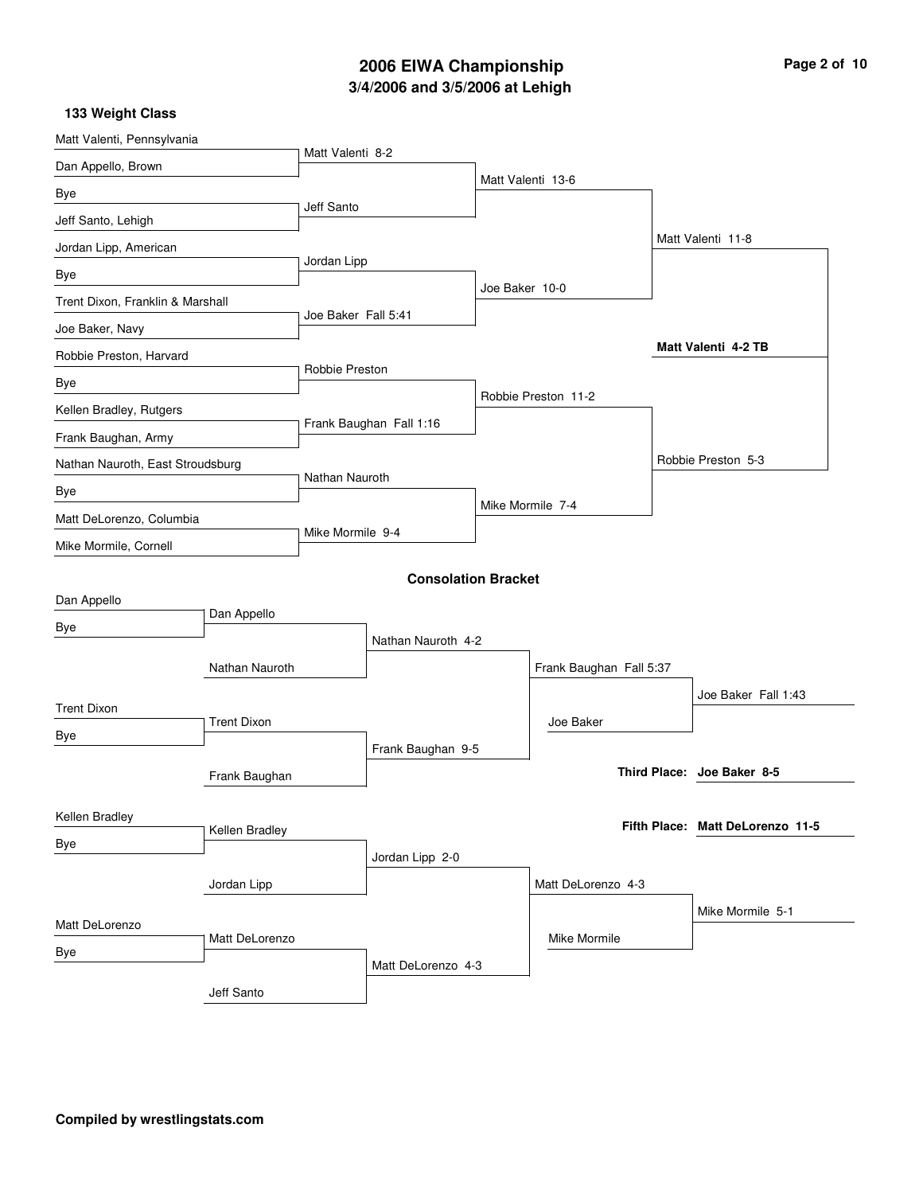# 2006 EIWA Championship

## 3/4/2006 and 3/5/2006 at Lehigh

### 133 Weight Class

**Championship Bracket**

First Round:
- Matt Valenti, Pennsylvania vs Dan Appello, Brown — Matt Valenti 8-2
- Bye vs Jeff Santo, Lehigh — Jeff Santo
- Jordan Lipp, American vs Bye — Jordan Lipp
- Trent Dixon, Franklin & Marshall vs Joe Baker, Navy — Joe Baker Fall 5:41
- Robbie Preston, Harvard vs Bye — Robbie Preston
- Kellen Bradley, Rutgers vs Frank Baughan, Army — Frank Baughan Fall 1:16
- Nathan Nauroth, East Stroudsburg vs Bye — Nathan Nauroth
- Matt DeLorenzo, Columbia vs Mike Mormile, Cornell — Mike Mormile 9-4

Quarterfinals:
- Matt Valenti 13-6
- Joe Baker 10-0
- Robbie Preston 11-2
- Mike Mormile 7-4

Semifinals:
- Matt Valenti 11-8
- Robbie Preston 5-3

Final:
- **Matt Valenti 4-2 TB**

### Consolation Bracket

First Round:
- Dan Appello vs Bye — Dan Appello
- Trent Dixon vs Bye — Trent Dixon
- Kellen Bradley vs Bye — Kellen Bradley
- Matt DeLorenzo vs Bye — Matt DeLorenzo

Second Round:
- Dan Appello vs Nathan Nauroth — Nathan Nauroth 4-2
- Trent Dixon vs Frank Baughan — Frank Baughan 9-5
- Kellen Bradley vs Jordan Lipp — Jordan Lipp 2-0
- Matt DeLorenzo vs Jeff Santo — Matt DeLorenzo 4-3

Third Round:
- Frank Baughan Fall 5:37
- Matt DeLorenzo 4-3

Consolation Semifinals:
- Frank Baughan vs Joe Baker — Joe Baker Fall 1:43
- Matt DeLorenzo vs Mike Mormile — Mike Mormile 5-1

**Third Place: Joe Baker 8-5**

**Fifth Place: Matt DeLorenzo 11-5**

**Compiled by wrestlingstats.com**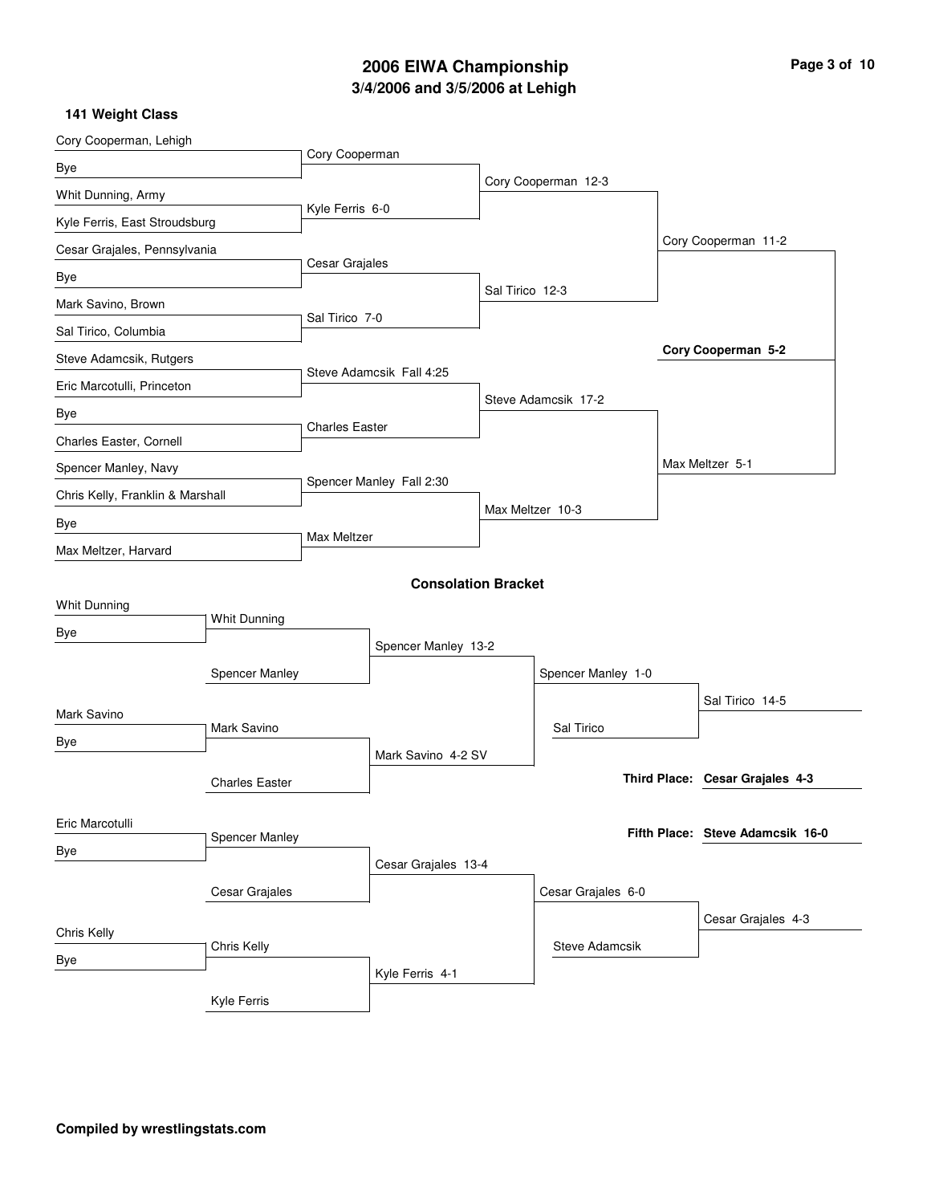# 2006 EIWA Championship

## 3/4/2006 and 3/5/2006 at Lehigh

### 141 Weight Class

**Championship Bracket**

First Round:
- Cory Cooperman, Lehigh vs. Bye — Cory Cooperman
- Whit Dunning, Army vs. Kyle Ferris, East Stroudsburg — Kyle Ferris 6-0
- Cesar Grajales, Pennsylvania vs. Bye — Cesar Grajales
- Mark Savino, Brown vs. Sal Tirico, Columbia — Sal Tirico 7-0
- Steve Adamcsik, Rutgers vs. Eric Marcotulli, Princeton — Steve Adamcsik Fall 4:25
- Bye vs. Charles Easter, Cornell — Charles Easter
- Spencer Manley, Navy vs. Chris Kelly, Franklin & Marshall — Spencer Manley Fall 2:30
- Bye vs. Max Meltzer, Harvard — Max Meltzer

Quarterfinals:
- Cory Cooperman 12-3
- Sal Tirico 12-3
- Steve Adamcsik 17-2
- Max Meltzer 10-3

Semifinals:
- Cory Cooperman 11-2
- Max Meltzer 5-1

Final:
- **Cory Cooperman 5-2**

**Consolation Bracket**

- Whit Dunning vs. Bye — Whit Dunning
- Whit Dunning vs. Spencer Manley — Spencer Manley 13-2
- Mark Savino vs. Bye — Mark Savino
- Mark Savino vs. Charles Easter — Mark Savino 4-2 SV
- Spencer Manley vs. Mark Savino — Spencer Manley 1-0
- Spencer Manley vs. Sal Tirico — Sal Tirico 14-5
- Eric Marcotulli vs. Bye — Spencer Manley
- Spencer Manley vs. Cesar Grajales — Cesar Grajales 13-4
- Chris Kelly vs. Bye — Chris Kelly
- Chris Kelly vs. Kyle Ferris — Kyle Ferris 4-1
- Cesar Grajales vs. Kyle Ferris — Cesar Grajales 6-0
- Cesar Grajales vs. Steve Adamcsik — Cesar Grajales 4-3

**Third Place:** **Cesar Grajales 4-3**

**Fifth Place:** **Steve Adamcsik 16-0**

**Compiled by wrestlingstats.com**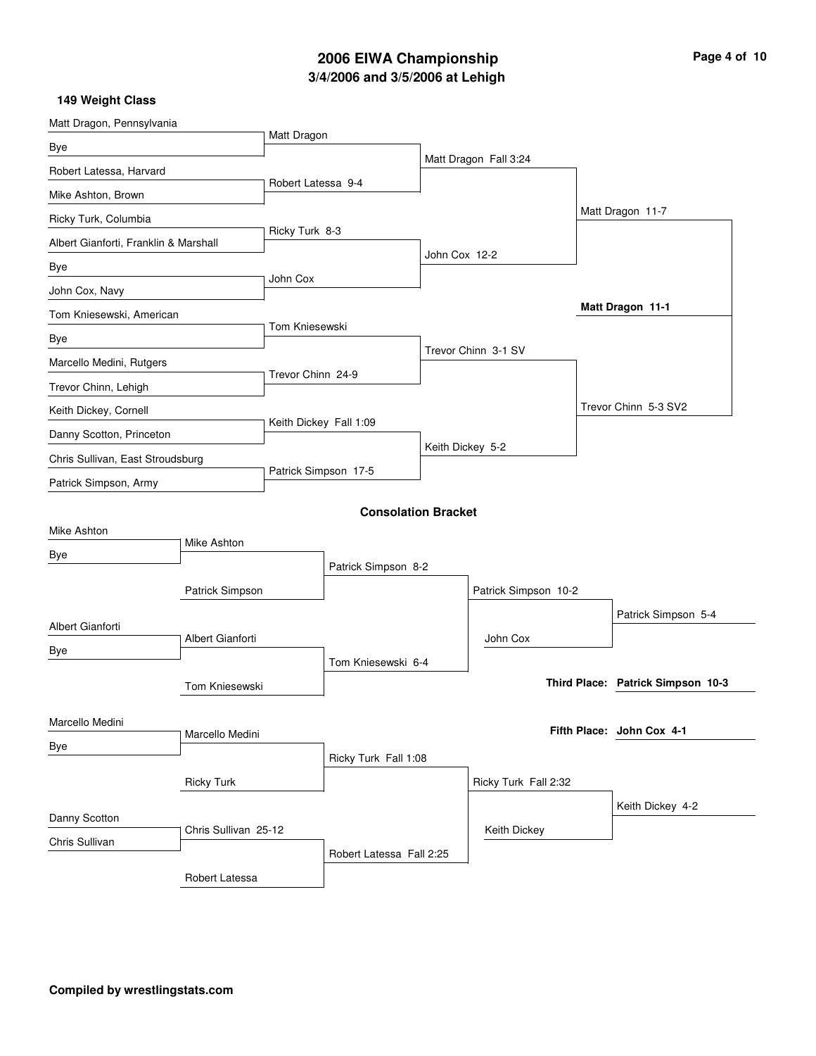# 2006 EIWA Championship

## 3/4/2006 and 3/5/2006 at Lehigh

### 149 Weight Class

**Championship Bracket**

| First Round | Quarterfinals | Semifinals | Finals |
| --- | --- | --- | --- |
| Matt Dragon, Pennsylvania vs. Bye | Matt Dragon | | |
| Robert Latessa, Harvard vs. Mike Ashton, Brown | Robert Latessa 9-4 | Matt Dragon Fall 3:24 | |
| Ricky Turk, Columbia vs. Albert Gianforti, Franklin & Marshall | Ricky Turk 8-3 | | |
| Bye vs. John Cox, Navy | John Cox | John Cox 12-2 | Matt Dragon 11-7 |
| Tom Kniesewski, American vs. Bye | Tom Kniesewski | | |
| Marcello Medini, Rutgers vs. Trevor Chinn, Lehigh | Trevor Chinn 24-9 | Trevor Chinn 3-1 SV | |
| Keith Dickey, Cornell vs. Danny Scotton, Princeton | Keith Dickey Fall 1:09 | | |
| Chris Sullivan, East Stroudsburg vs. Patrick Simpson, Army | Patrick Simpson 17-5 | Keith Dickey 5-2 | Trevor Chinn 5-3 SV2 |

**Champion: Matt Dragon 11-1**

### Consolation Bracket

| Round 1 | Round 2 | Round 3 | Round 4 | Placement |
| --- | --- | --- | --- | --- |
| Mike Ashton vs. Bye | Mike Ashton vs. Patrick Simpson | Patrick Simpson 8-2 | Patrick Simpson 10-2 (vs. John Cox) | Patrick Simpson 5-4 |
| Albert Gianforti vs. Bye | Albert Gianforti vs. Tom Kniesewski | Tom Kniesewski 6-4 | | |
| Marcello Medini vs. Bye | Marcello Medini vs. Ricky Turk | Ricky Turk Fall 1:08 | Ricky Turk Fall 2:32 (vs. Keith Dickey) | Keith Dickey 4-2 |
| Danny Scotton vs. Chris Sullivan | Chris Sullivan 25-12 vs. Robert Latessa | Robert Latessa Fall 2:25 | | |

**Third Place: Patrick Simpson 10-3**

**Fifth Place: John Cox 4-1**

**Compiled by wrestlingstats.com**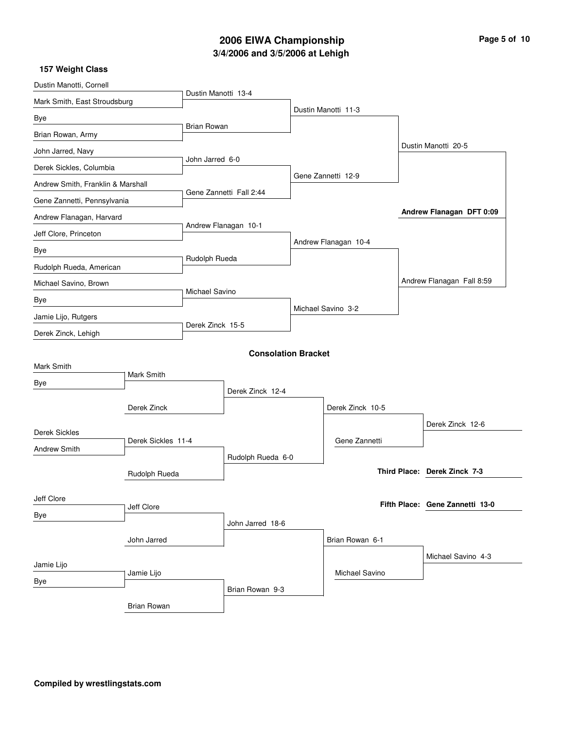# 2006 EIWA Championship

## 3/4/2006 and 3/5/2006 at Lehigh

### 157 Weight Class

**Championship Bracket**

First Round:
- Dustin Manotti, Cornell vs. Mark Smith, East Stroudsburg — Dustin Manotti 13-4
- Bye vs. Brian Rowan, Army — Brian Rowan
- John Jarred, Navy vs. Derek Sickles, Columbia — John Jarred 6-0
- Andrew Smith, Franklin & Marshall vs. Gene Zannetti, Pennsylvania — Gene Zannetti Fall 2:44
- Andrew Flanagan, Harvard vs. Jeff Clore, Princeton — Andrew Flanagan 10-1
- Bye vs. Rudolph Rueda, American — Rudolph Rueda
- Michael Savino, Brown vs. Bye — Michael Savino
- Jamie Lijo, Rutgers vs. Derek Zinck, Lehigh — Derek Zinck 15-5

Quarterfinals:
- Dustin Manotti 11-3
- Gene Zannetti 12-9
- Andrew Flanagan 10-4
- Michael Savino 3-2

Semifinals:
- Dustin Manotti 20-5
- Andrew Flanagan Fall 8:59

Final:
- **Andrew Flanagan DFT 0:09**

**Consolation Bracket**

- Mark Smith vs. Bye — Mark Smith
- Mark Smith vs. Derek Zinck — Derek Zinck 12-4
- Derek Sickles vs. Andrew Smith — Derek Sickles 11-4
- Derek Sickles vs. Rudolph Rueda — Rudolph Rueda 6-0
- Derek Zinck vs. Rudolph Rueda — Derek Zinck 10-5
- Derek Zinck vs. Gene Zannetti — Derek Zinck 12-6
- Jeff Clore vs. Bye — Jeff Clore
- Jeff Clore vs. John Jarred — John Jarred 18-6
- Jamie Lijo vs. Bye — Jamie Lijo
- Jamie Lijo vs. Brian Rowan — Brian Rowan 9-3
- John Jarred vs. Brian Rowan — Brian Rowan 6-1
- Brian Rowan vs. Michael Savino — Michael Savino 4-3

**Third Place: Derek Zinck 7-3**

**Fifth Place: Gene Zannetti 13-0**

**Compiled by wrestlingstats.com**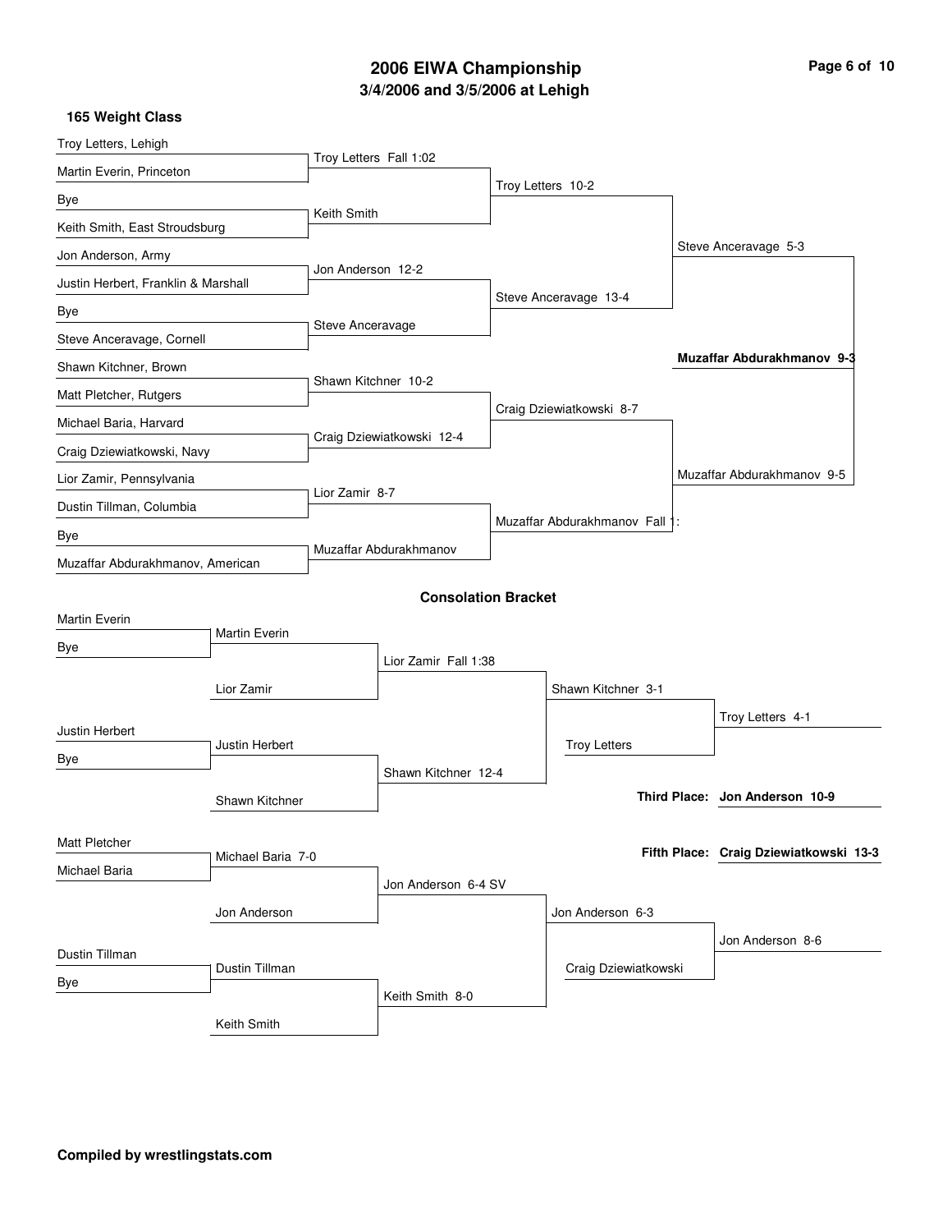# 2006 EIWA Championship

## 3/4/2006 and 3/5/2006 at Lehigh

### 165 Weight Class

**Championship Bracket**

First round:
- Troy Letters, Lehigh vs Martin Everin, Princeton — Troy Letters Fall 1:02
- Bye vs Keith Smith, East Stroudsburg — Keith Smith
- Jon Anderson, Army vs Justin Herbert, Franklin & Marshall — Jon Anderson 12-2
- Bye vs Steve Anceravage, Cornell — Steve Anceravage
- Shawn Kitchner, Brown vs Matt Pletcher, Rutgers — Shawn Kitchner 10-2
- Michael Baria, Harvard vs Craig Dziewiatkowski, Navy — Craig Dziewiatkowski 12-4
- Lior Zamir, Pennsylvania vs Dustin Tillman, Columbia — Lior Zamir 8-7
- Bye vs Muzaffar Abdurakhmanov, American — Muzaffar Abdurakhmanov

Quarterfinals:
- Troy Letters 10-2
- Steve Anceravage 13-4
- Craig Dziewiatkowski 8-7
- Muzaffar Abdurakhmanov Fall 1:

Semifinals:
- Steve Anceravage 5-3
- Muzaffar Abdurakhmanov 9-5

Champion:
- **Muzaffar Abdurakhmanov 9-3**

**Consolation Bracket**

- Martin Everin vs Bye — Martin Everin
- Martin Everin vs Lior Zamir — Lior Zamir Fall 1:38
- Justin Herbert vs Bye — Justin Herbert
- Justin Herbert vs Shawn Kitchner — Shawn Kitchner 12-4
- Lior Zamir vs Shawn Kitchner — Shawn Kitchner 3-1
- Shawn Kitchner vs Troy Letters — Troy Letters 4-1
- Matt Pletcher vs Michael Baria — Michael Baria 7-0
- Michael Baria vs Jon Anderson — Jon Anderson 6-4 SV
- Dustin Tillman vs Bye — Dustin Tillman
- Dustin Tillman vs Keith Smith — Keith Smith 8-0
- Jon Anderson vs Keith Smith — Jon Anderson 6-3
- Jon Anderson vs Craig Dziewiatkowski — Jon Anderson 8-6

**Third Place: Jon Anderson 10-9**

**Fifth Place: Craig Dziewiatkowski 13-3**

**Compiled by wrestlingstats.com**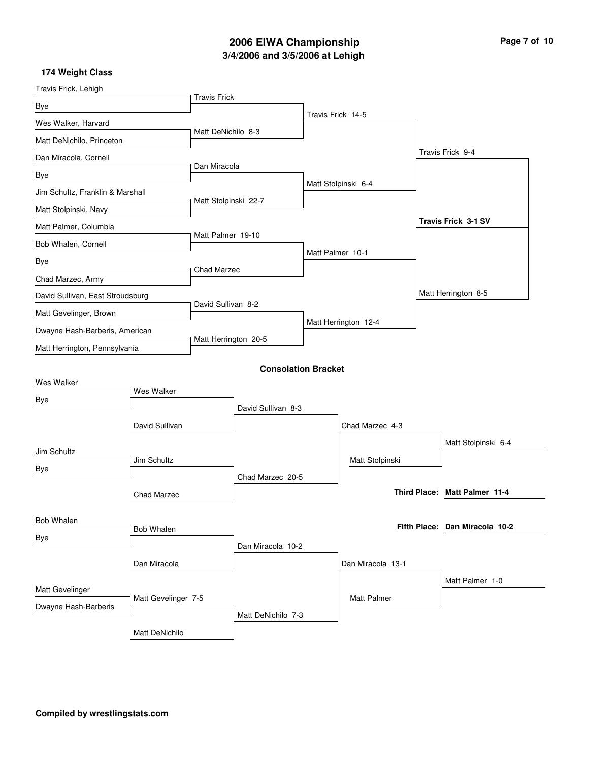# 2006 EIWA Championship

## 3/4/2006 and 3/5/2006 at Lehigh

### 174 Weight Class

#### Championship Bracket

| First Round | Quarterfinals | Semifinals | Finals | Champion |
|---|---|---|---|---|
| Travis Frick, Lehigh | Travis Frick | Travis Frick 14-5 | Travis Frick 9-4 | **Travis Frick 3-1 SV** |
| Bye | | | | |
| Wes Walker, Harvard | Matt DeNichilo 8-3 | | | |
| Matt DeNichilo, Princeton | | | | |
| Dan Miracola, Cornell | Dan Miracola | Matt Stolpinski 6-4 | | |
| Bye | | | | |
| Jim Schultz, Franklin & Marshall | Matt Stolpinski 22-7 | | | |
| Matt Stolpinski, Navy | | | | |
| Matt Palmer, Columbia | Matt Palmer 19-10 | Matt Palmer 10-1 | Matt Herrington 8-5 | |
| Bob Whalen, Cornell | | | | |
| Bye | Chad Marzec | | | |
| Chad Marzec, Army | | | | |
| David Sullivan, East Stroudsburg | David Sullivan 8-2 | Matt Herrington 12-4 | | |
| Matt Gevelinger, Brown | | | | |
| Dwayne Hash-Barberis, American | Matt Herrington 20-5 | | | |
| Matt Herrington, Pennsylvania | | | | |

#### Consolation Bracket

| First Round | Second Round | Third Round | Fourth Round | Result |
|---|---|---|---|---|
| Wes Walker | Wes Walker | David Sullivan 8-3 | Chad Marzec 4-3 | Matt Stolpinski 6-4 |
| Bye | | | | |
| | David Sullivan | | | |
| Jim Schultz | Jim Schultz | Chad Marzec 20-5 | Matt Stolpinski | |
| Bye | | | | |
| | Chad Marzec | | | |
| Bob Whalen | Bob Whalen | Dan Miracola 10-2 | Dan Miracola 13-1 | Matt Palmer 1-0 |
| Bye | | | | |
| | Dan Miracola | | | |
| Matt Gevelinger | Matt Gevelinger 7-5 | Matt DeNichilo 7-3 | Matt Palmer | |
| Dwayne Hash-Barberis | | | | |
| | Matt DeNichilo | | | |

**Third Place: Matt Palmer 11-4**

**Fifth Place: Dan Miracola 10-2**

**Compiled by wrestlingstats.com**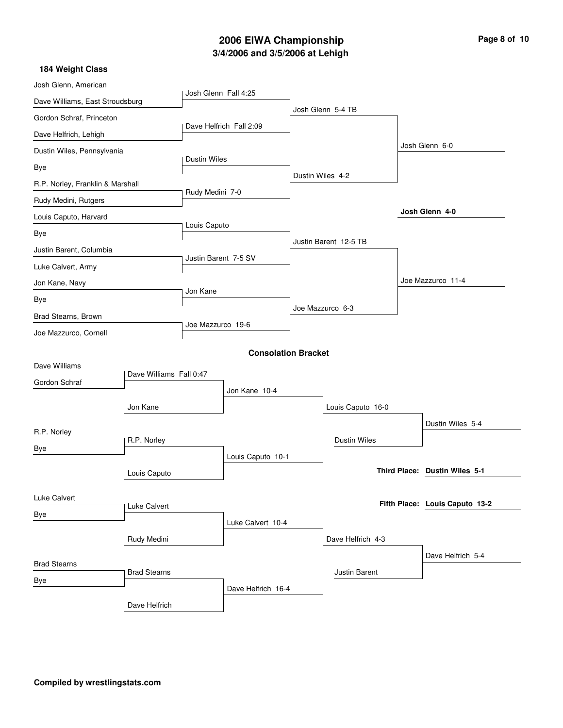# 2006 EIWA Championship

## 3/4/2006 and 3/5/2006 at Lehigh

### 184 Weight Class

**Championship Bracket**

First round:
- Josh Glenn, American vs. Dave Williams, East Stroudsburg — Josh Glenn Fall 4:25
- Gordon Schraf, Princeton vs. Dave Helfrich, Lehigh — Dave Helfrich Fall 2:09
- Dustin Wiles, Pennsylvania vs. Bye — Dustin Wiles
- R.P. Norley, Franklin & Marshall vs. Rudy Medini, Rutgers — Rudy Medini 7-0
- Louis Caputo, Harvard vs. Bye — Louis Caputo
- Justin Barent, Columbia vs. Luke Calvert, Army — Justin Barent 7-5 SV
- Jon Kane, Navy vs. Bye — Jon Kane
- Brad Stearns, Brown vs. Joe Mazzurco, Cornell — Joe Mazzurco 19-6

Quarterfinals:
- Josh Glenn 5-4 TB
- Dustin Wiles 4-2
- Justin Barent 12-5 TB
- Joe Mazzurco 6-3

Semifinals:
- Josh Glenn 6-0
- Joe Mazzurco 11-4

Final:
- **Josh Glenn 4-0**

### Consolation Bracket

- Dave Williams vs. Gordon Schraf — Dave Williams Fall 0:47
- Dave Williams vs. Jon Kane — Jon Kane 10-4
- R.P. Norley vs. Bye — R.P. Norley
- R.P. Norley vs. Louis Caputo — Louis Caputo 10-1
- Jon Kane vs. Louis Caputo — Louis Caputo 16-0
- Louis Caputo vs. Dustin Wiles — Dustin Wiles 5-4
- Luke Calvert vs. Bye — Luke Calvert
- Luke Calvert vs. Rudy Medini — Luke Calvert 10-4
- Brad Stearns vs. Bye — Brad Stearns
- Brad Stearns vs. Dave Helfrich — Dave Helfrich 16-4
- Luke Calvert vs. Dave Helfrich — Dave Helfrich 4-3
- Dave Helfrich vs. Justin Barent — Dave Helfrich 5-4

**Third Place: Dustin Wiles 5-1**

**Fifth Place: Louis Caputo 13-2**

**Compiled by wrestlingstats.com**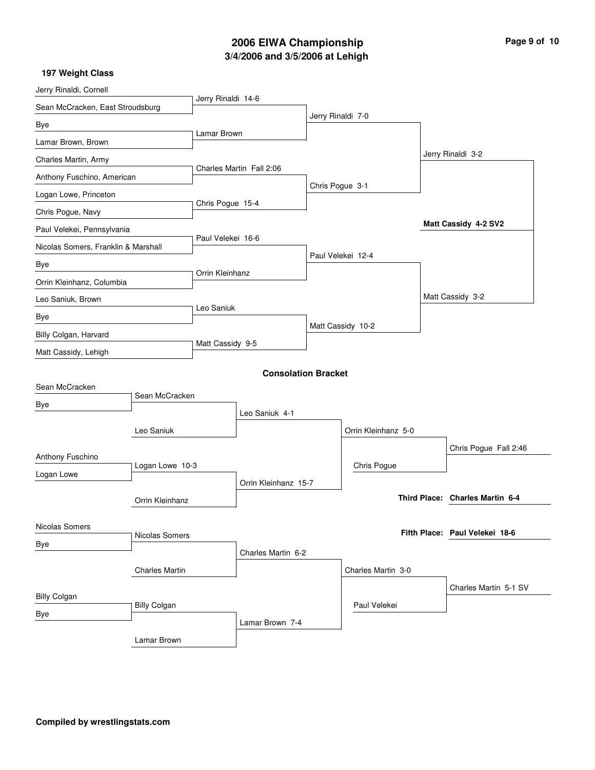# 2006 EIWA Championship

## 3/4/2006 and 3/5/2006 at Lehigh

### 197 Weight Class

**Championship Bracket**

| First Round | Quarterfinals | Semifinals | Finals |
| --- | --- | --- | --- |
| Jerry Rinaldi, Cornell | Jerry Rinaldi 14-6 | Jerry Rinaldi 7-0 | Jerry Rinaldi 3-2 |
| Sean McCracken, East Stroudsburg | | | |
| Bye | Lamar Brown | | |
| Lamar Brown, Brown | | | |
| Charles Martin, Army | Charles Martin Fall 2:06 | Chris Pogue 3-1 | |
| Anthony Fuschino, American | | | |
| Logan Lowe, Princeton | Chris Pogue 15-4 | | |
| Chris Pogue, Navy | | | |
| Paul Velekei, Pennsylvania | Paul Velekei 16-6 | Paul Velekei 12-4 | Matt Cassidy 3-2 |
| Nicolas Somers, Franklin & Marshall | | | |
| Bye | Orrin Kleinhanz | | |
| Orrin Kleinhanz, Columbia | | | |
| Leo Saniuk, Brown | Leo Saniuk | Matt Cassidy 10-2 | |
| Bye | | | |
| Billy Colgan, Harvard | Matt Cassidy 9-5 | | |
| Matt Cassidy, Lehigh | | | |

**Champion: Matt Cassidy 4-2 SV2**

### Consolation Bracket

| Round 1 | Round 2 | Round 3 | Round 4 | Round 5 |
| --- | --- | --- | --- | --- |
| Sean McCracken | Sean McCracken | Leo Saniuk 4-1 | Orrin Kleinhanz 5-0 | Chris Pogue Fall 2:46 |
| Bye | Leo Saniuk | | Chris Pogue | |
| Anthony Fuschino | Logan Lowe 10-3 | Orrin Kleinhanz 15-7 | | |
| Logan Lowe | Orrin Kleinhanz | | | |
| Nicolas Somers | Nicolas Somers | Charles Martin 6-2 | Charles Martin 3-0 | Charles Martin 5-1 SV |
| Bye | Charles Martin | | Paul Velekei | |
| Billy Colgan | Billy Colgan | Lamar Brown 7-4 | | |
| Bye | Lamar Brown | | | |

**Third Place: Charles Martin 6-4**

**Fifth Place: Paul Velekei 18-6**

**Compiled by wrestlingstats.com**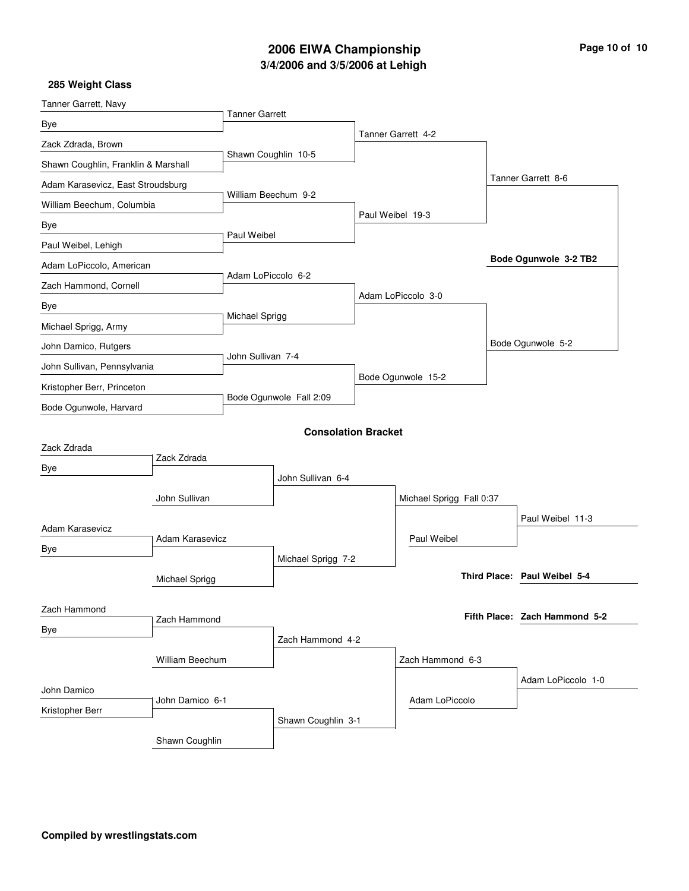# 2006 EIWA Championship

## 3/4/2006 and 3/5/2006 at Lehigh

### 285 Weight Class

Tanner Garrett, Navy
Bye
Zack Zdrada, Brown
Shawn Coughlin, Franklin & Marshall
Adam Karasevicz, East Stroudsburg
William Beechum, Columbia
Bye
Paul Weibel, Lehigh
Adam LoPiccolo, American
Zach Hammond, Cornell
Bye
Michael Sprigg, Army
John Damico, Rutgers
John Sullivan, Pennsylvania
Kristopher Berr, Princeton
Bode Ogunwole, Harvard

Tanner Garrett
Shawn Coughlin 10-5
William Beechum 9-2
Paul Weibel
Adam LoPiccolo 6-2
Michael Sprigg
John Sullivan 7-4
Bode Ogunwole Fall 2:09

Tanner Garrett 4-2
Paul Weibel 19-3
Adam LoPiccolo 3-0
Bode Ogunwole 15-2

Tanner Garrett 8-6
Bode Ogunwole 5-2

**Bode Ogunwole 3-2 TB2**

### Consolation Bracket

Zack Zdrada
Bye
Adam Karasevicz
Bye
Zach Hammond
Bye
John Damico
Kristopher Berr

Zack Zdrada
John Sullivan
Adam Karasevicz
Michael Sprigg
Zach Hammond
William Beechum
John Damico 6-1
Shawn Coughlin

John Sullivan 6-4
Michael Sprigg 7-2
Zach Hammond 4-2
Shawn Coughlin 3-1

Michael Sprigg Fall 0:37
Paul Weibel
Zach Hammond 6-3
Adam LoPiccolo

Paul Weibel 11-3
Adam LoPiccolo 1-0

**Third Place: Paul Weibel 5-4**

**Fifth Place: Zach Hammond 5-2**

**Compiled by wrestlingstats.com**